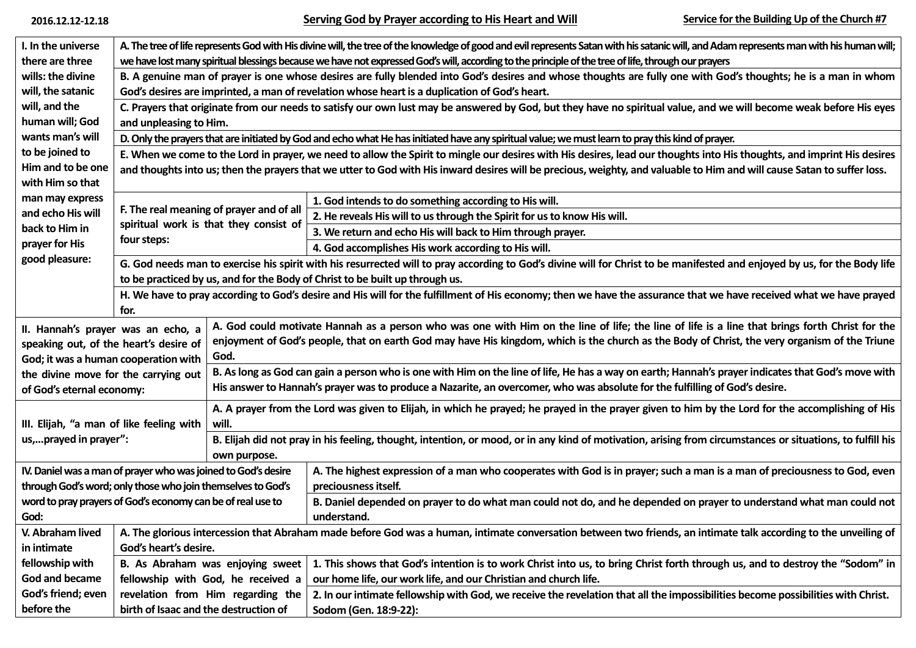2016.12.12-12.18

# Serving God by Prayer according to His Heart and Will

**Service for the Building Up of the Church #7**

**I. In the universe there are three wills: the divine will, the satanic will, and the human will; God wants man's will to be joined to Him and to be one with Him so that man may express and echo His will back to Him in prayer for His good pleasure:**

A. The tree of life represents God with His divine will, the tree of the knowledge of good and evil represents Satan with his satanic will, and Adam represents man with his human will; we have lost many spiritual blessings because we have not expressed God's will, according to the principle of the tree of life, through our prayers

B. A genuine man of prayer is one whose desires are fully blended into God's desires and whose thoughts are fully one with God's thoughts; he is a man in whom God's desires are imprinted, a man of revelation whose heart is a duplication of God's heart.

C. Prayers that originate from our needs to satisfy our own lust may be answered by God, but they have no spiritual value, and we will become weak before His eyes and unpleasing to Him.

D. Only the prayers that are initiated by God and echo what He has initiated have any spiritual value; we must learn to pray this kind of prayer.

E. When we come to the Lord in prayer, we need to allow the Spirit to mingle our desires with His desires, lead our thoughts into His thoughts, and imprint His desires and thoughts into us; then the prayers that we utter to God with His inward desires will be precious, weighty, and valuable to Him and will cause Satan to suffer loss.

F. The real meaning of prayer and of all spiritual work is that they consist of four steps:

1. God intends to do something according to His will.
2. He reveals His will to us through the Spirit for us to know His will.
3. We return and echo His will back to Him through prayer.
4. God accomplishes His work according to His will.

G. God needs man to exercise his spirit with his resurrected will to pray according to God's divine will for Christ to be manifested and enjoyed by us, for the Body life to be practiced by us, and for the Body of Christ to be built up through us.

H. We have to pray according to God's desire and His will for the fulfillment of His economy; then we have the assurance that we have received what we have prayed for.

**II. Hannah's prayer was an echo, a speaking out, of the heart's desire of God; it was a human cooperation with the divine move for the carrying out of God's eternal economy:**

A. God could motivate Hannah as a person who was one with Him on the line of life; the line of life is a line that brings forth Christ for the enjoyment of God's people, that on earth God may have His kingdom, which is the church as the Body of Christ, the very organism of the Triune God.

B. As long as God can gain a person who is one with Him on the line of life, He has a way on earth; Hannah's prayer indicates that God's move with His answer to Hannah's prayer was to produce a Nazarite, an overcomer, who was absolute for the fulfilling of God's desire.

**III. Elijah, "a man of like feeling with us,...prayed in prayer":**

A. A prayer from the Lord was given to Elijah, in which he prayed; he prayed in the prayer given to him by the Lord for the accomplishing of His will.

B. Elijah did not pray in his feeling, thought, intention, or mood, or in any kind of motivation, arising from circumstances or situations, to fulfill his own purpose.

**IV. Daniel was a man of prayer who was joined to God's desire through God's word; only those who join themselves to God's word to pray prayers of God's economy can be of real use to God:**

A. The highest expression of a man who cooperates with God is in prayer; such a man is a man of preciousness to God, even preciousness itself.

B. Daniel depended on prayer to do what man could not do, and he depended on prayer to understand what man could not understand.

**V. Abraham lived in intimate fellowship with God and became God's friend; even before the**

A. The glorious intercession that Abraham made before God was a human, intimate conversation between two friends, an intimate talk according to the unveiling of God's heart's desire.

B. As Abraham was enjoying sweet fellowship with God, he received a revelation from Him regarding the birth of Isaac and the destruction of Sodom (Gen. 18:9-22):

1. This shows that God's intention is to work Christ into us, to bring Christ forth through us, and to destroy the "Sodom" in our home life, our work life, and our Christian and church life.
2. In our intimate fellowship with God, we receive the revelation that all the impossibilities become possibilities with Christ.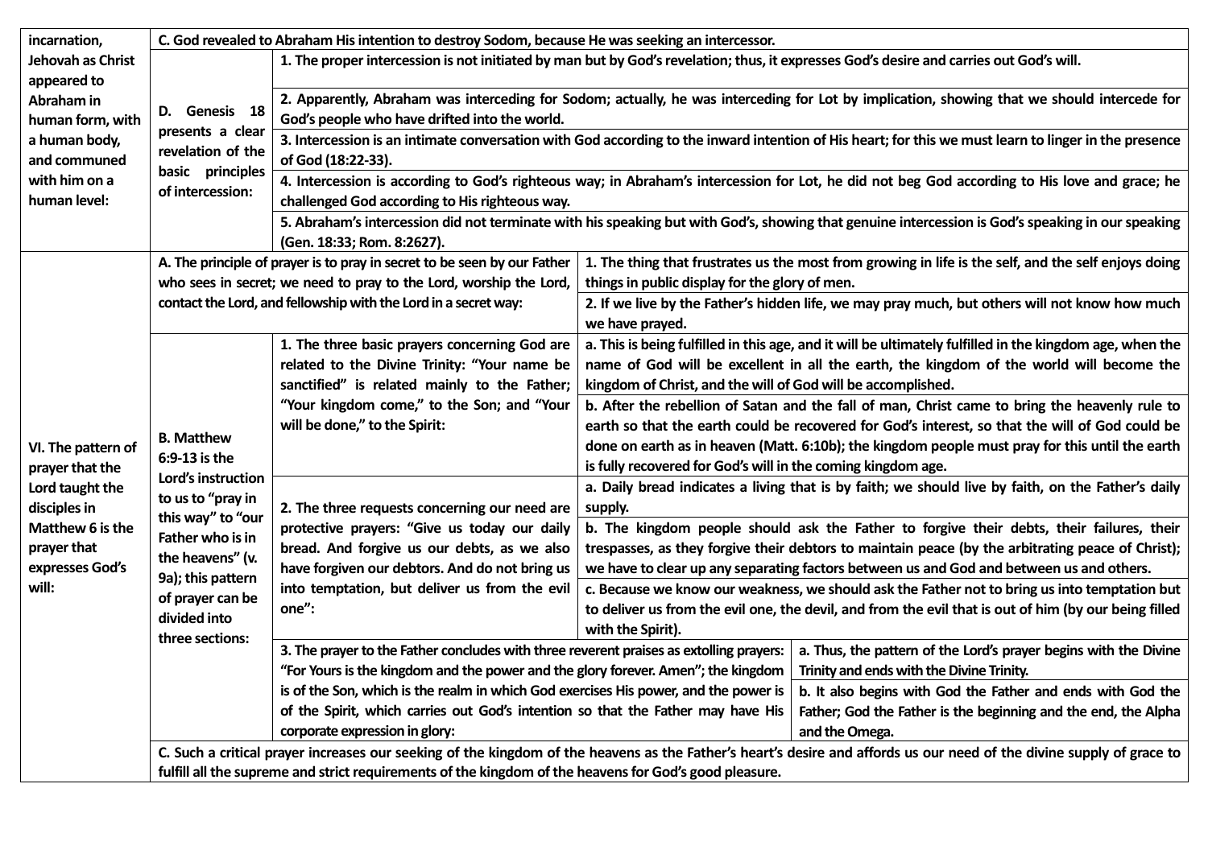| | | | | |
|---|---|---|---|---|
| incarnation, Jehovah as Christ appeared to Abraham in human form, with a human body, and communed with him on a human level: | **C. God revealed to Abraham His intention to destroy Sodom, because He was seeking an intercessor.** | | | |
| | **D. Genesis 18 presents a clear revelation of the basic principles of intercession:** | **1. The proper intercession is not initiated by man but by God's revelation; thus, it expresses God's desire and carries out God's will.** | | |
| | | **2. Apparently, Abraham was interceding for Sodom; actually, he was interceding for Lot by implication, showing that we should intercede for God's people who have drifted into the world.** | | |
| | | **3. Intercession is an intimate conversation with God according to the inward intention of His heart; for this we must learn to linger in the presence of God (18:22-33).** | | |
| | | **4. Intercession is according to God's righteous way; in Abraham's intercession for Lot, he did not beg God according to His love and grace; he challenged God according to His righteous way.** | | |
| | | **5. Abraham's intercession did not terminate with his speaking but with God's, showing that genuine intercession is God's speaking in our speaking (Gen. 18:33; Rom. 8:2627).** | | |
| **VI. The pattern of prayer that the Lord taught the disciples in Matthew 6 is the prayer that expresses God's will:** | **A. The principle of prayer is to pray in secret to be seen by our Father who sees in secret; we need to pray to the Lord, worship the Lord, contact the Lord, and fellowship with the Lord in a secret way:** | | **1. The thing that frustrates us the most from growing in life is the self, and the self enjoys doing things in public display for the glory of men.** | |
| | | | **2. If we live by the Father's hidden life, we may pray much, but others will not know how much we have prayed.** | |
| | **B. Matthew 6:9-13 is the Lord's instruction to us to "pray in this way" to "our Father who is in the heavens" (v. 9a); this pattern of prayer can be divided into three sections:** | **1. The three basic prayers concerning God are related to the Divine Trinity: "Your name be sanctified" is related mainly to the Father; "Your kingdom come," to the Son; and "Your will be done," to the Spirit:** | **a. This is being fulfilled in this age, and it will be ultimately fulfilled in the kingdom age, when the name of God will be excellent in all the earth, the kingdom of the world will become the kingdom of Christ, and the will of God will be accomplished.** | |
| | | | **b. After the rebellion of Satan and the fall of man, Christ came to bring the heavenly rule to earth so that the earth could be recovered for God's interest, so that the will of God could be done on earth as in heaven (Matt. 6:10b); the kingdom people must pray for this until the earth is fully recovered for God's will in the coming kingdom age.** | |
| | | **2. The three requests concerning our need are protective prayers: "Give us today our daily bread. And forgive us our debts, as we also have forgiven our debtors. And do not bring us into temptation, but deliver us from the evil one":** | **a. Daily bread indicates a living that is by faith; we should live by faith, on the Father's daily supply.** | |
| | | | **b. The kingdom people should ask the Father to forgive their debts, their failures, their trespasses, as they forgive their debtors to maintain peace (by the arbitrating peace of Christ); we have to clear up any separating factors between us and God and between us and others.** | |
| | | | **c. Because we know our weakness, we should ask the Father not to bring us into temptation but to deliver us from the evil one, the devil, and from the evil that is out of him (by our being filled with the Spirit).** | |
| | | **3. The prayer to the Father concludes with three reverent praises as extolling prayers: "For Yours is the kingdom and the power and the glory forever. Amen"; the kingdom is of the Son, which is the realm in which God exercises His power, and the power is of the Spirit, which carries out God's intention so that the Father may have His corporate expression in glory:** | | **a. Thus, the pattern of the Lord's prayer begins with the Divine Trinity and ends with the Divine Trinity.** |
| | | | | **b. It also begins with God the Father and ends with God the Father; God the Father is the beginning and the end, the Alpha and the Omega.** |
| | **C. Such a critical prayer increases our seeking of the kingdom of the heavens as the Father's heart's desire and affords us our need of the divine supply of grace to fulfill all the supreme and strict requirements of the kingdom of the heavens for God's good pleasure.** | | | |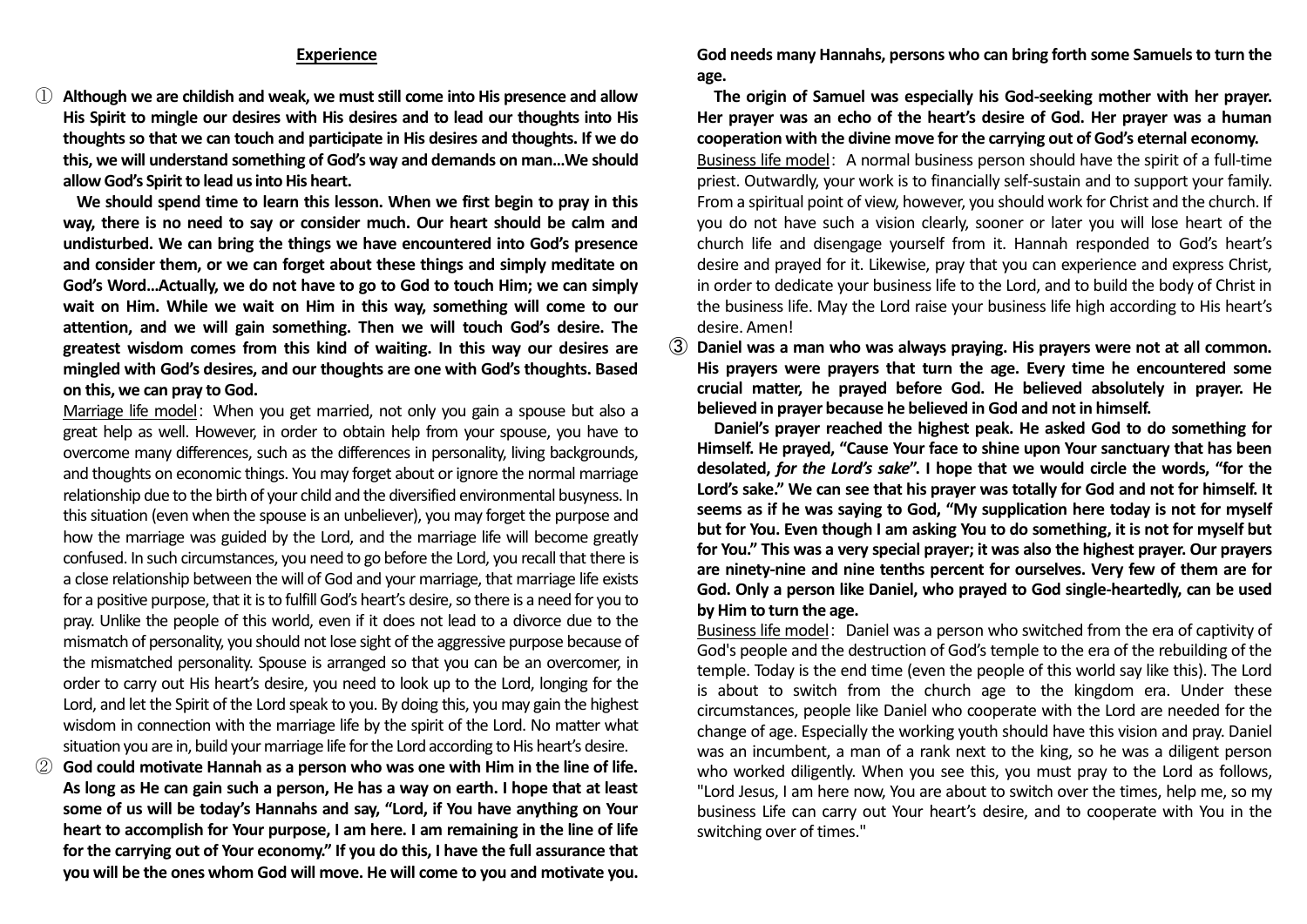## Experience

① **Although we are childish and weak, we must still come into His presence and allow His Spirit to mingle our desires with His desires and to lead our thoughts into His thoughts so that we can touch and participate in His desires and thoughts. If we do this, we will understand something of God's way and demands on man...We should allow God's Spirit to lead us into His heart.**

**We should spend time to learn this lesson. When we first begin to pray in this way, there is no need to say or consider much. Our heart should be calm and undisturbed. We can bring the things we have encountered into God's presence and consider them, or we can forget about these things and simply meditate on God's Word...Actually, we do not have to go to God to touch Him; we can simply wait on Him. While we wait on Him in this way, something will come to our attention, and we will gain something. Then we will touch God's desire. The greatest wisdom comes from this kind of waiting. In this way our desires are mingled with God's desires, and our thoughts are one with God's thoughts. Based on this, we can pray to God.**

Marriage life model: When you get married, not only you gain a spouse but also a great help as well. However, in order to obtain help from your spouse, you have to overcome many differences, such as the differences in personality, living backgrounds, and thoughts on economic things. You may forget about or ignore the normal marriage relationship due to the birth of your child and the diversified environmental busyness. In this situation (even when the spouse is an unbeliever), you may forget the purpose and how the marriage was guided by the Lord, and the marriage life will become greatly confused. In such circumstances, you need to go before the Lord, you recall that there is a close relationship between the will of God and your marriage, that marriage life exists for a positive purpose, that it is to fulfill God's heart's desire, so there is a need for you to pray. Unlike the people of this world, even if it does not lead to a divorce due to the mismatch of personality, you should not lose sight of the aggressive purpose because of the mismatched personality. Spouse is arranged so that you can be an overcomer, in order to carry out His heart's desire, you need to look up to the Lord, longing for the Lord, and let the Spirit of the Lord speak to you. By doing this, you may gain the highest wisdom in connection with the marriage life by the spirit of the Lord. No matter what situation you are in, build your marriage life for the Lord according to His heart's desire.

② **God could motivate Hannah as a person who was one with Him in the line of life. As long as He can gain such a person, He has a way on earth. I hope that at least some of us will be today's Hannahs and say, "Lord, if You have anything on Your heart to accomplish for Your purpose, I am here. I am remaining in the line of life for the carrying out of Your economy." If you do this, I have the full assurance that you will be the ones whom God will move. He will come to you and motivate you. God needs many Hannahs, persons who can bring forth some Samuels to turn the age.**

**The origin of Samuel was especially his God-seeking mother with her prayer. Her prayer was an echo of the heart's desire of God. Her prayer was a human cooperation with the divine move for the carrying out of God's eternal economy.**

Business life model: A normal business person should have the spirit of a full-time priest. Outwardly, your work is to financially self-sustain and to support your family. From a spiritual point of view, however, you should work for Christ and the church. If you do not have such a vision clearly, sooner or later you will lose heart of the church life and disengage yourself from it. Hannah responded to God's heart's desire and prayed for it. Likewise, pray that you can experience and express Christ, in order to dedicate your business life to the Lord, and to build the body of Christ in the business life. May the Lord raise your business life high according to His heart's desire. Amen!

③ **Daniel was a man who was always praying. His prayers were not at all common. His prayers were prayers that turn the age. Every time he encountered some crucial matter, he prayed before God. He believed absolutely in prayer. He believed in prayer because he believed in God and not in himself.**

**Daniel's prayer reached the highest peak. He asked God to do something for Himself. He prayed, "Cause Your face to shine upon Your sanctuary that has been desolated, *for the Lord's sake*". I hope that we would circle the words, "for the Lord's sake." We can see that his prayer was totally for God and not for himself. It seems as if he was saying to God, "My supplication here today is not for myself but for You. Even though I am asking You to do something, it is not for myself but for You." This was a very special prayer; it was also the highest prayer. Our prayers are ninety-nine and nine tenths percent for ourselves. Very few of them are for God. Only a person like Daniel, who prayed to God single-heartedly, can be used by Him to turn the age.**

Business life model: Daniel was a person who switched from the era of captivity of God's people and the destruction of God's temple to the era of the rebuilding of the temple. Today is the end time (even the people of this world say like this). The Lord is about to switch from the church age to the kingdom era. Under these circumstances, people like Daniel who cooperate with the Lord are needed for the change of age. Especially the working youth should have this vision and pray. Daniel was an incumbent, a man of a rank next to the king, so he was a diligent person who worked diligently. When you see this, you must pray to the Lord as follows, "Lord Jesus, I am here now, You are about to switch over the times, help me, so my business Life can carry out Your heart's desire, and to cooperate with You in the switching over of times."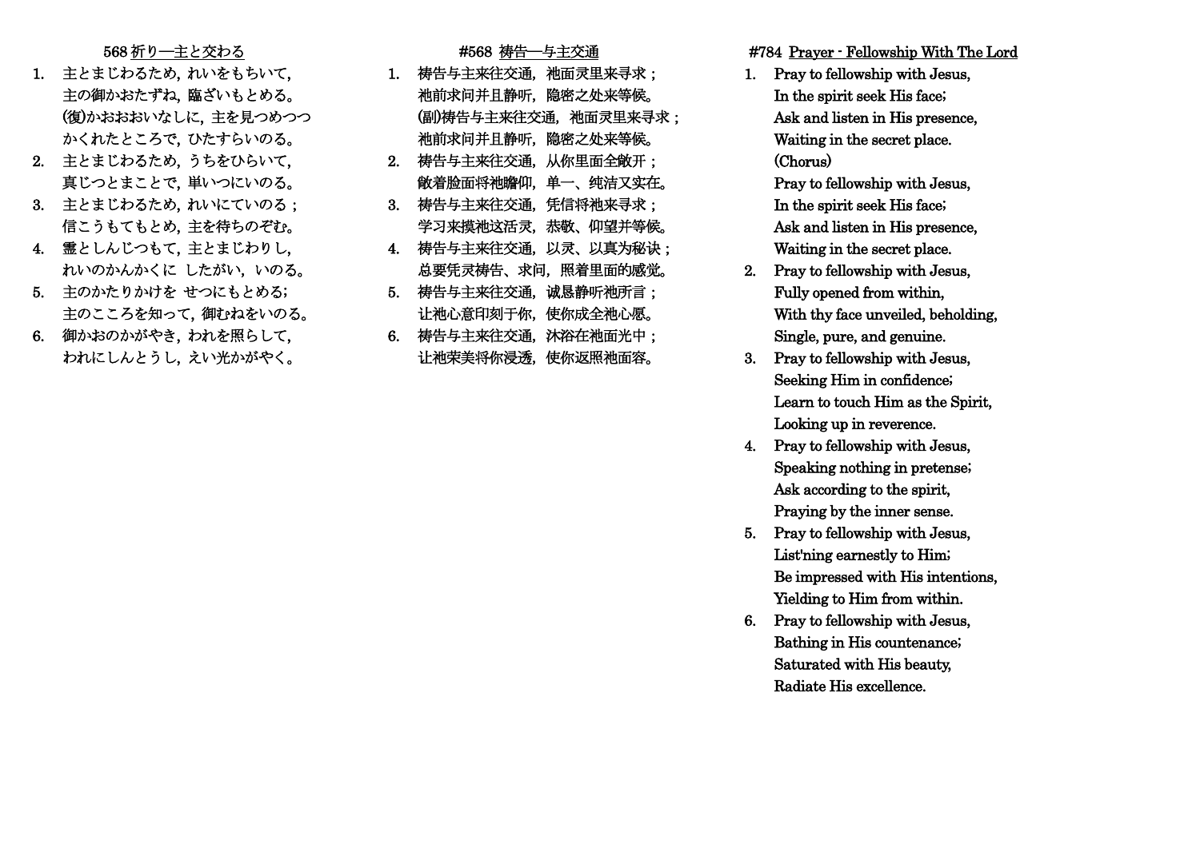## 568 祈り—主と交わる

1. 主とまじわるため，れいをもちいて，
   主の御かおたずね，臨ざいもとめる。
   (復)かおおおいなしに，主を見つめつつ
   かくれたところで，ひたすらいのる。
2. 主とまじわるため，うちをひらいて，
   真じつとまことで，単いつにいのる。
3. 主とまじわるため，れいにていのる；
   信こうもてもとめ，主を待ちのぞむ。
4. 霊としんじつもて，主とまじわりし，
   れいのかんかくに したがい，いのる。
5. 主のかたりかけを せつにもとめる;
   主のこころを知って，御むねをいのる。
6. 御かおのかがやき，われを照らして，
   われにしんとうし，えい光かがやく。

## #568 祷告—与主交通

1. 祷告与主来往交通，祂面灵里来寻求；
   祂前求问并且静听，隐密之处来等候。
   (副)祷告与主来往交通，祂面灵里来寻求；
   祂前求问并且静听，隐密之处来等候。
2. 祷告与主来往交通，从你里面全敞开；
   敞着脸面将祂瞻仰，单一、纯洁又实在。
3. 祷告与主来往交通，凭信将祂来寻求；
   学习来摸祂这活灵，恭敬、仰望并等候。
4. 祷告与主来往交通，以灵、以真为秘诀；
   总要凭灵祷告、求问，照着里面的感觉。
5. 祷告与主来往交通，诚恳静听祂所言；
   让祂心意印刻于你，使你成全祂心愿。
6. 祷告与主来往交通，沐浴在祂面光中；
   让祂荣美将你浸透，使你返照祂面容。

## #784 Prayer - Fellowship With The Lord

1. Pray to fellowship with Jesus,
   In the spirit seek His face;
   Ask and listen in His presence,
   Waiting in the secret place.
   (Chorus)
   Pray to fellowship with Jesus,
   In the spirit seek His face;
   Ask and listen in His presence,
   Waiting in the secret place.
2. Pray to fellowship with Jesus,
   Fully opened from within,
   With thy face unveiled, beholding,
   Single, pure, and genuine.
3. Pray to fellowship with Jesus,
   Seeking Him in confidence;
   Learn to touch Him as the Spirit,
   Looking up in reverence.
4. Pray to fellowship with Jesus,
   Speaking nothing in pretense;
   Ask according to the spirit,
   Praying by the inner sense.
5. Pray to fellowship with Jesus,
   List'ning earnestly to Him;
   Be impressed with His intentions,
   Yielding to Him from within.
6. Pray to fellowship with Jesus,
   Bathing in His countenance;
   Saturated with His beauty,
   Radiate His excellence.